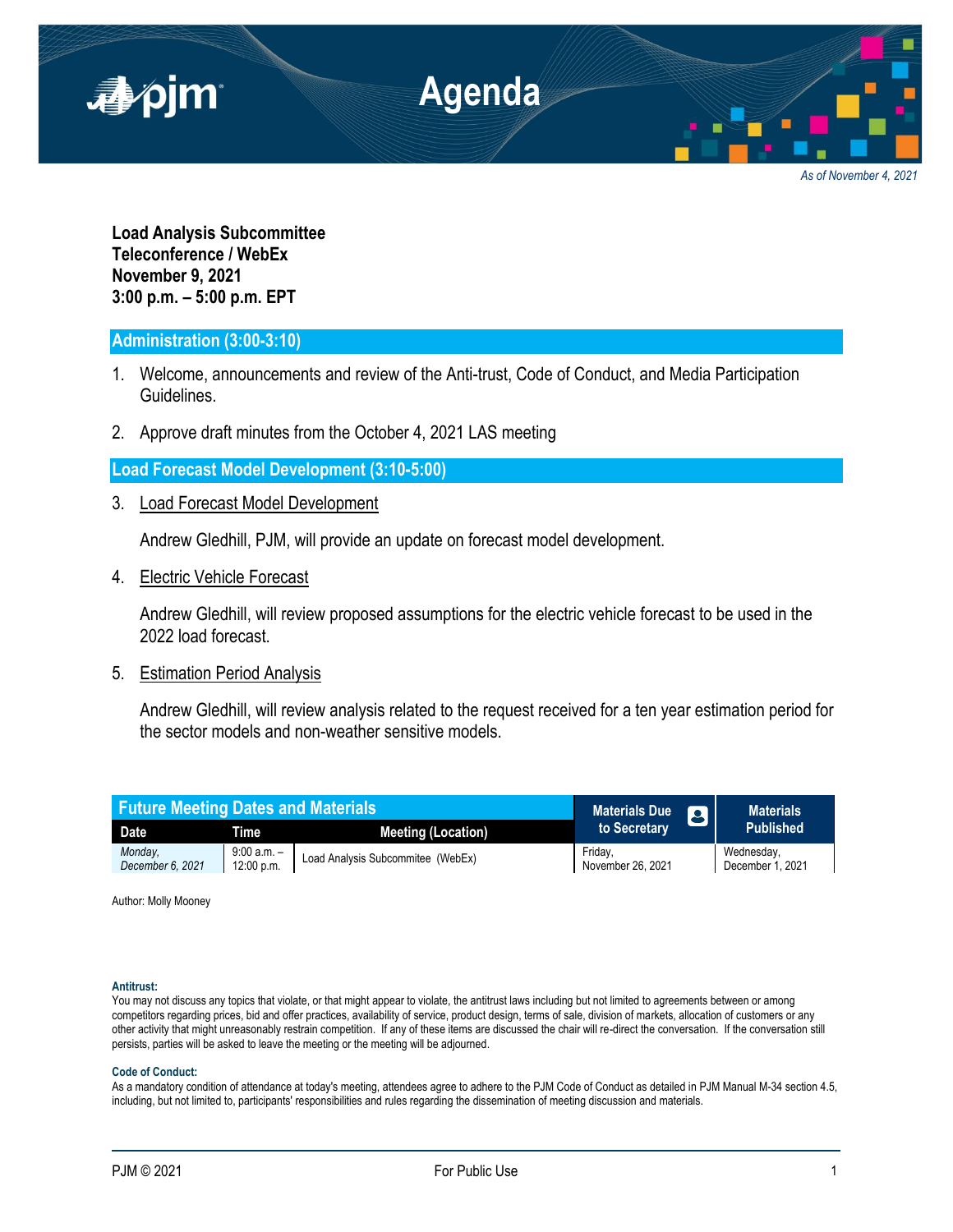# Agenda

*As of November 4, 2021*

**Load Analysis Subcommittee**
**Teleconference / WebEx**
**November 9, 2021**
**3:00 p.m. – 5:00 p.m. EPT**

## Administration (3:00-3:10)

1. Welcome, announcements and review of the Anti-trust, Code of Conduct, and Media Participation Guidelines.

2. Approve draft minutes from the October 4, 2021 LAS meeting

## Load Forecast Model Development (3:10-5:00)

3. Load Forecast Model Development

   Andrew Gledhill, PJM, will provide an update on forecast model development.

4. Electric Vehicle Forecast

   Andrew Gledhill, will review proposed assumptions for the electric vehicle forecast to be used in the 2022 load forecast.

5. Estimation Period Analysis

   Andrew Gledhill, will review analysis related to the request received for a ten year estimation period for the sector models and non-weather sensitive models.

| Future Meeting Dates and Materials | | | Materials Due to Secretary | Materials Published |
|---|---|---|---|---|
| Date | Time | Meeting (Location) | | |
| *Monday, December 6, 2021* | 9:00 a.m. – 12:00 p.m. | Load Analysis Subcommitee (WebEx) | Friday, November 26, 2021 | Wednesday, December 1, 2021 |

Author: Molly Mooney

**Antitrust:**
You may not discuss any topics that violate, or that might appear to violate, the antitrust laws including but not limited to agreements between or among competitors regarding prices, bid and offer practices, availability of service, product design, terms of sale, division of markets, allocation of customers or any other activity that might unreasonably restrain competition. If any of these items are discussed the chair will re-direct the conversation. If the conversation still persists, parties will be asked to leave the meeting or the meeting will be adjourned.

**Code of Conduct:**
As a mandatory condition of attendance at today's meeting, attendees agree to adhere to the PJM Code of Conduct as detailed in PJM Manual M-34 section 4.5, including, but not limited to, participants' responsibilities and rules regarding the dissemination of meeting discussion and materials.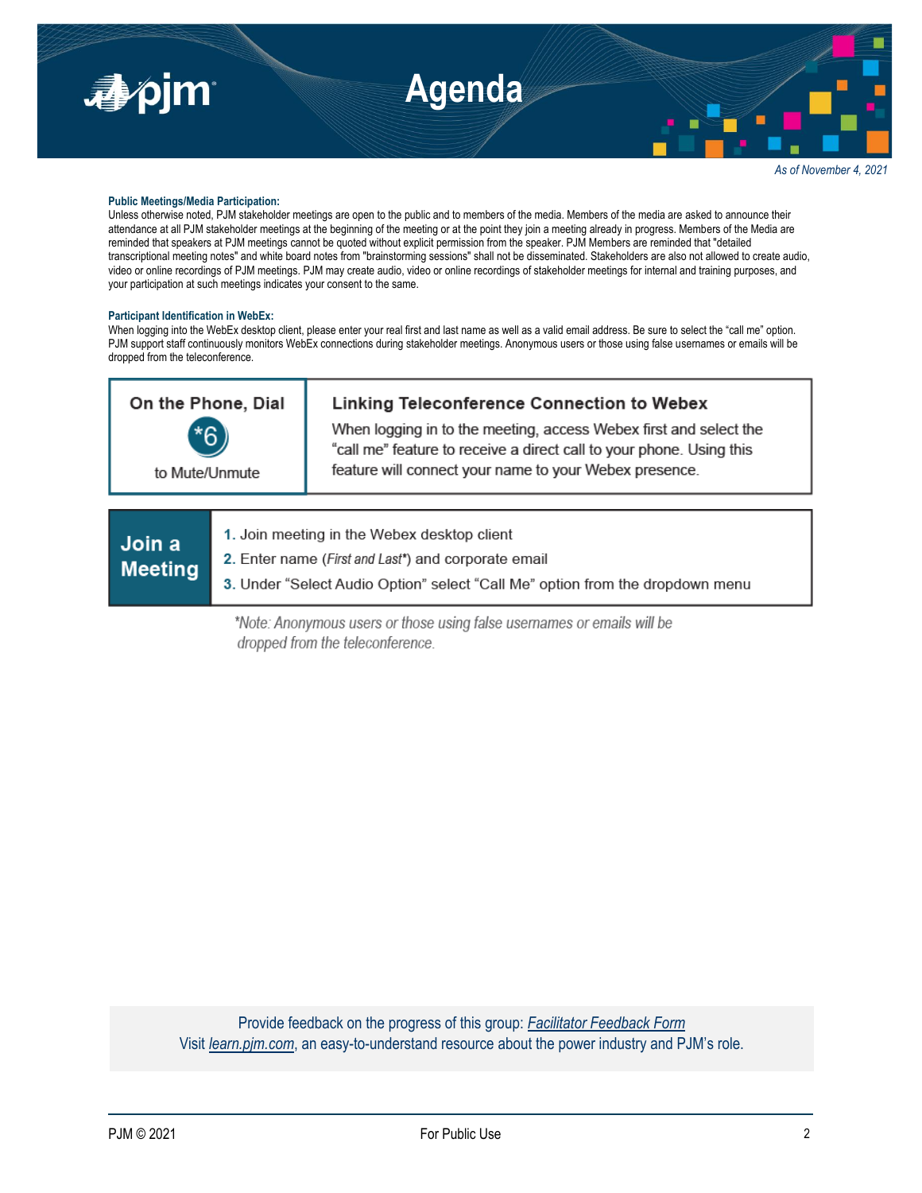# Agenda

*As of November 4, 2021*

**Public Meetings/Media Participation:**

Unless otherwise noted, PJM stakeholder meetings are open to the public and to members of the media. Members of the media are asked to announce their attendance at all PJM stakeholder meetings at the beginning of the meeting or at the point they join a meeting already in progress. Members of the Media are reminded that speakers at PJM meetings cannot be quoted without explicit permission from the speaker. PJM Members are reminded that "detailed transcriptional meeting notes" and white board notes from "brainstorming sessions" shall not be disseminated. Stakeholders are also not allowed to create audio, video or online recordings of PJM meetings. PJM may create audio, video or online recordings of stakeholder meetings for internal and training purposes, and your participation at such meetings indicates your consent to the same.

**Participant Identification in WebEx:**

When logging into the WebEx desktop client, please enter your real first and last name as well as a valid email address. Be sure to select the "call me" option. PJM support staff continuously monitors WebEx connections during stakeholder meetings. Anonymous users or those using false usernames or emails will be dropped from the teleconference.

| On the Phone, Dial *6 to Mute/Unmute | Linking Teleconference Connection to Webex |
|---|---|
| | When logging in to the meeting, access Webex first and select the "call me" feature to receive a direct call to your phone. Using this feature will connect your name to your Webex presence. |

**Join a Meeting**

1. Join meeting in the Webex desktop client
2. Enter name (*First and Last**) and corporate email
3. Under "Select Audio Option" select "Call Me" option from the dropdown menu

*\*Note: Anonymous users or those using false usernames or emails will be dropped from the teleconference.*

Provide feedback on the progress of this group: *Facilitator Feedback Form*

Visit *learn.pjm.com*, an easy-to-understand resource about the power industry and PJM's role.